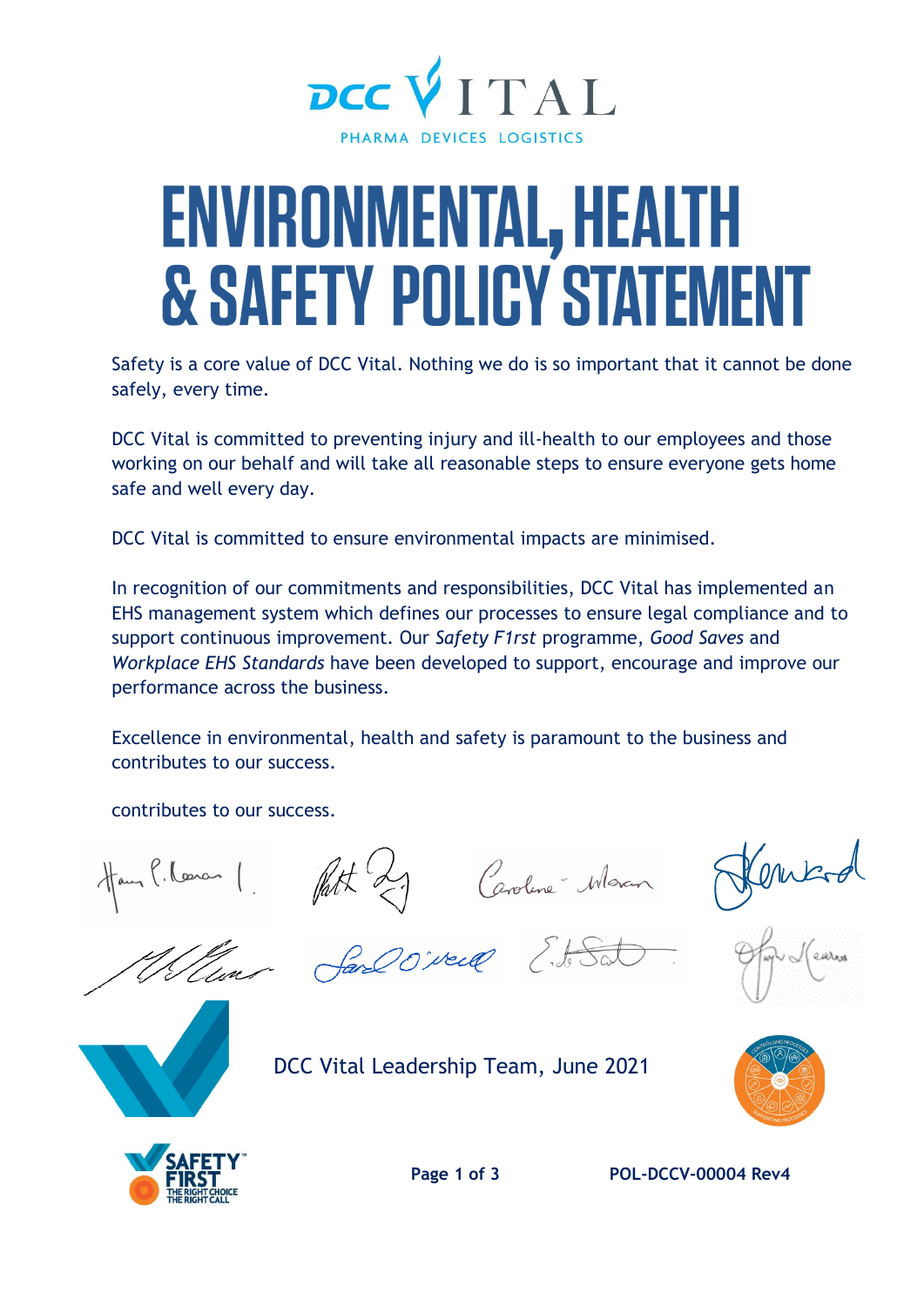DCC VITAL
PHARMA DEVICES LOGISTICS

# ENVIRONMENTAL, HEALTH & SAFETY POLICY STATEMENT

Safety is a core value of DCC Vital. Nothing we do is so important that it cannot be done safely, every time.

DCC Vital is committed to preventing injury and ill-health to our employees and those working on our behalf and will take all reasonable steps to ensure everyone gets home safe and well every day.

DCC Vital is committed to ensure environmental impacts are minimised.

In recognition of our commitments and responsibilities, DCC Vital has implemented an EHS management system which defines our processes to ensure legal compliance and to support continuous improvement. Our *Safety F1rst* programme, *Good Saves* and *Workplace EHS Standards* have been developed to support, encourage and improve our performance across the business.

Excellence in environmental, health and safety is paramount to the business and contributes to our success.

contributes to our success.

DCC Vital Leadership Team, June 2021

POL-DCCV-00004 Rev4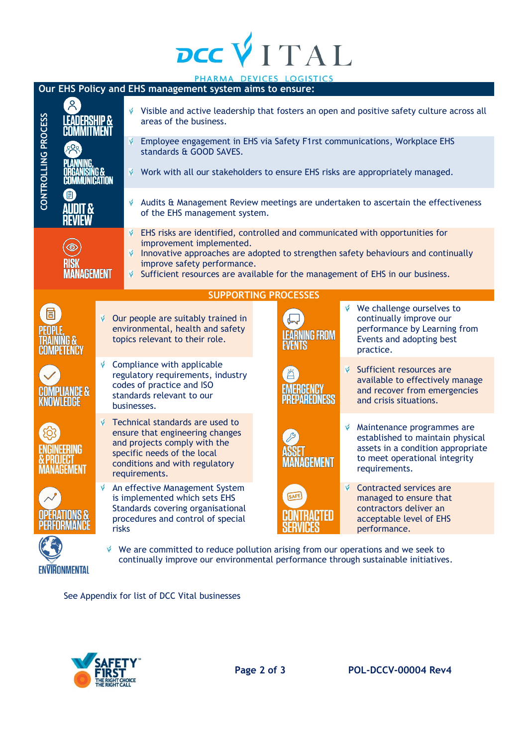## Our EHS Policy and EHS management system aims to ensure:

### CONTROLLING PROCESS

**LEADERSHIP & COMMITMENT**

- Visible and active leadership that fosters an open and positive safety culture across all areas of the business.

**PLANNING, ORGANISING & COMMUNICATION**

- Employee engagement in EHS via Safety F1rst communications, Workplace EHS standards & GOOD SAVES.
- Work with all our stakeholders to ensure EHS risks are appropriately managed.

**AUDIT & REVIEW**

- Audits & Management Review meetings are undertaken to ascertain the effectiveness of the EHS management system.

**RISK MANAGEMENT**

- EHS risks are identified, controlled and communicated with opportunities for improvement implemented.
- Innovative approaches are adopted to strengthen safety behaviours and continually improve safety performance.
- Sufficient resources are available for the management of EHS in our business.

### SUPPORTING PROCESSES

**PEOPLE, TRAINING & COMPETENCY**

- Our people are suitably trained in environmental, health and safety topics relevant to their role.

**COMPLIANCE & KNOWLEDGE**

- Compliance with applicable regulatory requirements, industry codes of practice and ISO standards relevant to our businesses.

**ENGINEERING & PROJECT MANAGEMENT**

- Technical standards are used to ensure that engineering changes and projects comply with the specific needs of the local conditions and with regulatory requirements.

**OPERATIONS & PERFORMANCE**

- An effective Management System is implemented which sets EHS Standards covering organisational procedures and control of special risks

**LEARNING FROM EVENTS**

- We challenge ourselves to continually improve our performance by Learning from Events and adopting best practice.

**EMERGENCY PREPAREDNESS**

- Sufficient resources are available to effectively manage and recover from emergencies and crisis situations.

**ASSET MANAGEMENT**

- Maintenance programmes are established to maintain physical assets in a condition appropriate to meet operational integrity requirements.

**CONTRACTED SERVICES**

- Contracted services are managed to ensure that contractors deliver an acceptable level of EHS performance.

**ENVIRONMENTAL**

- We are committed to reduce pollution arising from our operations and we seek to continually improve our environmental performance through sustainable initiatives.

See Appendix for list of DCC Vital businesses

POL-DCCV-00004 Rev4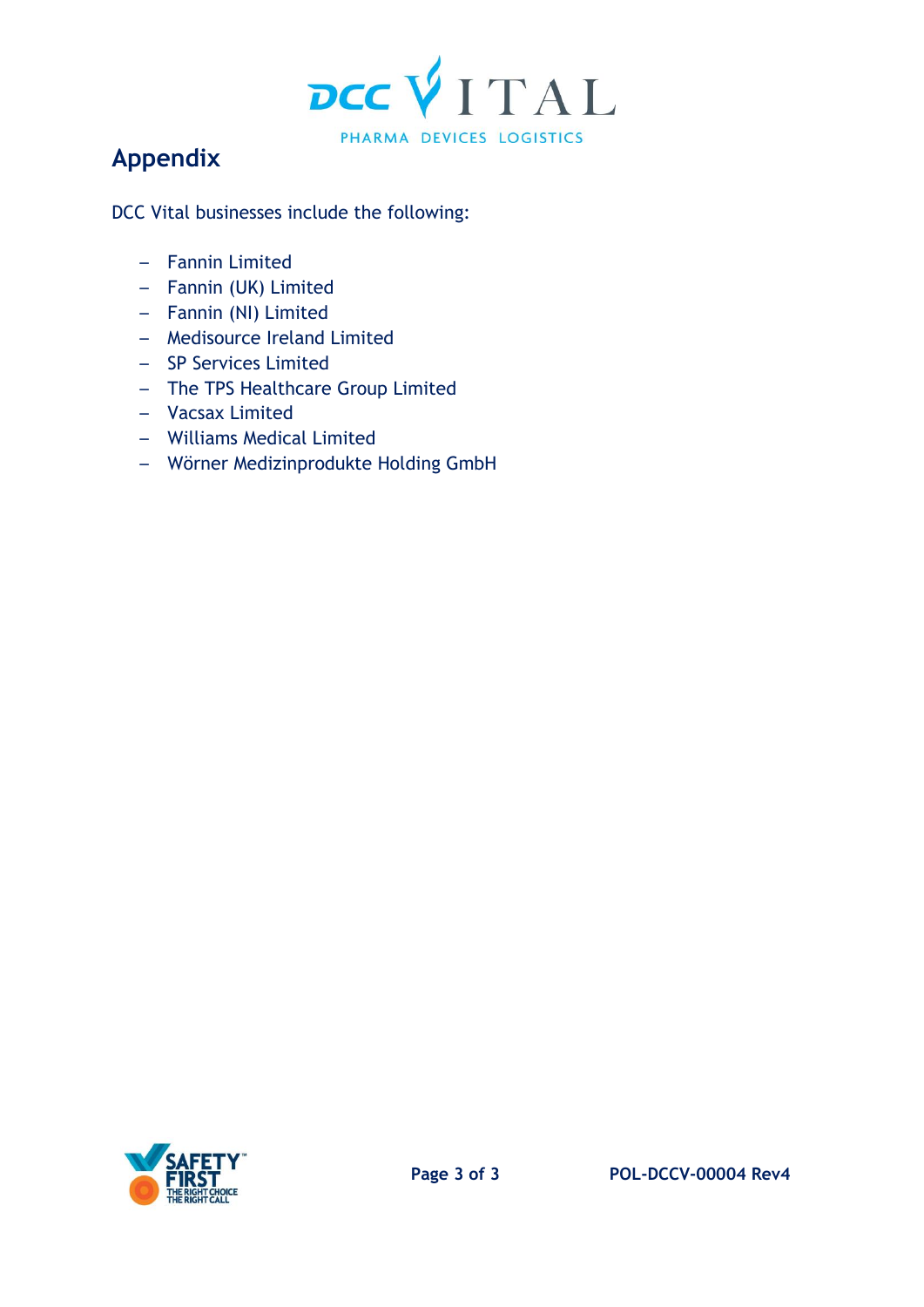## Appendix

DCC Vital businesses include the following:

- Fannin Limited
- Fannin (UK) Limited
- Fannin (NI) Limited
- Medisource Ireland Limited
- SP Services Limited
- The TPS Healthcare Group Limited
- Vacsax Limited
- Williams Medical Limited
- Wörner Medizinprodukte Holding GmbH